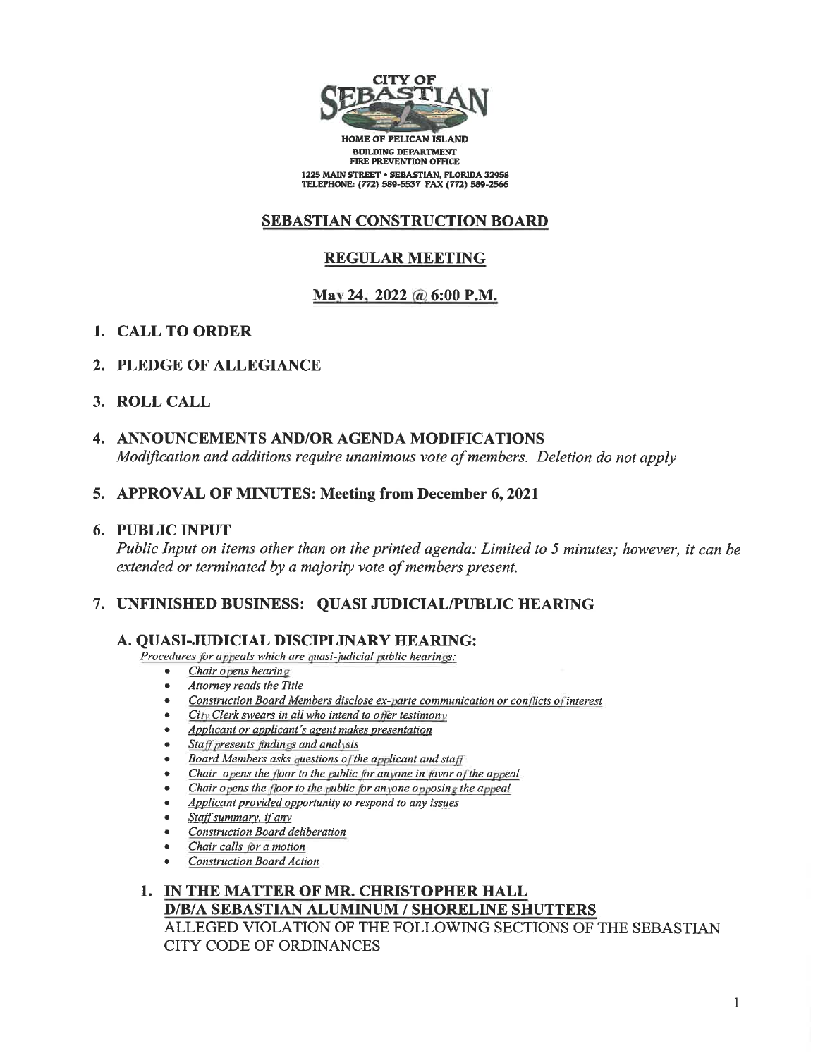CITY OF SEBASTIAN

HOME OF PELICAN ISLAND
BUILDING DEPARTMENT
FIRE PREVENTION OFFICE
1225 MAIN STREET • SEBASTIAN, FLORIDA 32958
TELEPHONE: (772) 589-5537 FAX (772) 589-2566

# SEBASTIAN CONSTRUCTION BOARD

## REGULAR MEETING

## May 24, 2022 @ 6:00 P.M.

1. **CALL TO ORDER**

2. **PLEDGE OF ALLEGIANCE**

3. **ROLL CALL**

4. **ANNOUNCEMENTS AND/OR AGENDA MODIFICATIONS**
   *Modification and additions require unanimous vote of members. Deletion do not apply*

5. **APPROVAL OF MINUTES: Meeting from December 6, 2021**

6. **PUBLIC INPUT**
   *Public Input on items other than on the printed agenda: Limited to 5 minutes; however, it can be extended or terminated by a majority vote of members present.*

7. **UNFINISHED BUSINESS: QUASI JUDICIAL/PUBLIC HEARING**

   **A. QUASI-JUDICIAL DISCIPLINARY HEARING:**

   *Procedures for appeals which are quasi-judicial public hearings:*

   - *Chair opens hearing*
   - *Attorney reads the Title*
   - *Construction Board Members disclose ex-parte communication or conflicts of interest*
   - *City Clerk swears in all who intend to offer testimony*
   - *Applicant or applicant's agent makes presentation*
   - *Staff presents findings and analysis*
   - *Board Members asks questions of the applicant and staff*
   - *Chair opens the floor to the public for anyone in favor of the appeal*
   - *Chair opens the floor to the public for anyone opposing the appeal*
   - *Applicant provided opportunity to respond to any issues*
   - *Staff summary, if any*
   - *Construction Board deliberation*
   - *Chair calls for a motion*
   - *Construction Board Action*

   1. **IN THE MATTER OF MR. CHRISTOPHER HALL D/B/A SEBASTIAN ALUMINUM / SHORELINE SHUTTERS**
      ALLEGED VIOLATION OF THE FOLLOWING SECTIONS OF THE SEBASTIAN CITY CODE OF ORDINANCES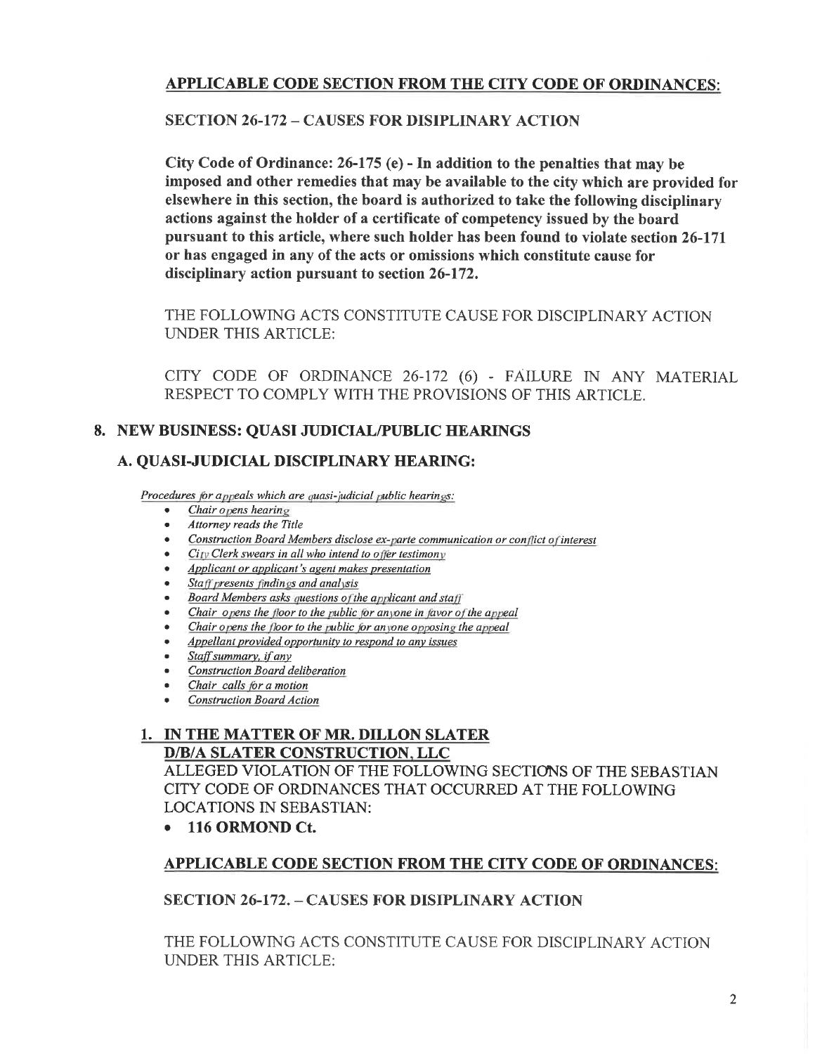## APPLICABLE CODE SECTION FROM THE CITY CODE OF ORDINANCES:

**SECTION 26-172 – CAUSES FOR DISIPLINARY ACTION**

**City Code of Ordinance: 26-175 (e) - In addition to the penalties that may be imposed and other remedies that may be available to the city which are provided for elsewhere in this section, the board is authorized to take the following disciplinary actions against the holder of a certificate of competency issued by the board pursuant to this article, where such holder has been found to violate section 26-171 or has engaged in any of the acts or omissions which constitute cause for disciplinary action pursuant to section 26-172.**

THE FOLLOWING ACTS CONSTITUTE CAUSE FOR DISCIPLINARY ACTION UNDER THIS ARTICLE:

CITY CODE OF ORDINANCE 26-172 (6) - FAILURE IN ANY MATERIAL RESPECT TO COMPLY WITH THE PROVISIONS OF THIS ARTICLE.

## 8. NEW BUSINESS: QUASI JUDICIAL/PUBLIC HEARINGS

### A. QUASI-JUDICIAL DISCIPLINARY HEARING:

*Procedures for appeals which are quasi-judicial public hearings:*

- *Chair opens hearing*
- *Attorney reads the Title*
- *Construction Board Members disclose ex-parte communication or conflict of interest*
- *City Clerk swears in all who intend to offer testimony*
- *Applicant or applicant's agent makes presentation*
- *Staff presents findings and analysis*
- *Board Members asks questions of the applicant and staff*
- *Chair opens the floor to the public for anyone in favor of the appeal*
- *Chair opens the floor to the public for anyone opposing the appeal*
- *Appellant provided opportunity to respond to any issues*
- *Staff summary, if any*
- *Construction Board deliberation*
- *Chair calls for a motion*
- *Construction Board Action*

### 1. IN THE MATTER OF MR. DILLON SLATER D/B/A SLATER CONSTRUCTION, LLC

ALLEGED VIOLATION OF THE FOLLOWING SECTIONS OF THE SEBASTIAN CITY CODE OF ORDINANCES THAT OCCURRED AT THE FOLLOWING LOCATIONS IN SEBASTIAN:

- **116 ORMOND Ct.**

## APPLICABLE CODE SECTION FROM THE CITY CODE OF ORDINANCES:

**SECTION 26-172. – CAUSES FOR DISIPLINARY ACTION**

THE FOLLOWING ACTS CONSTITUTE CAUSE FOR DISCIPLINARY ACTION UNDER THIS ARTICLE: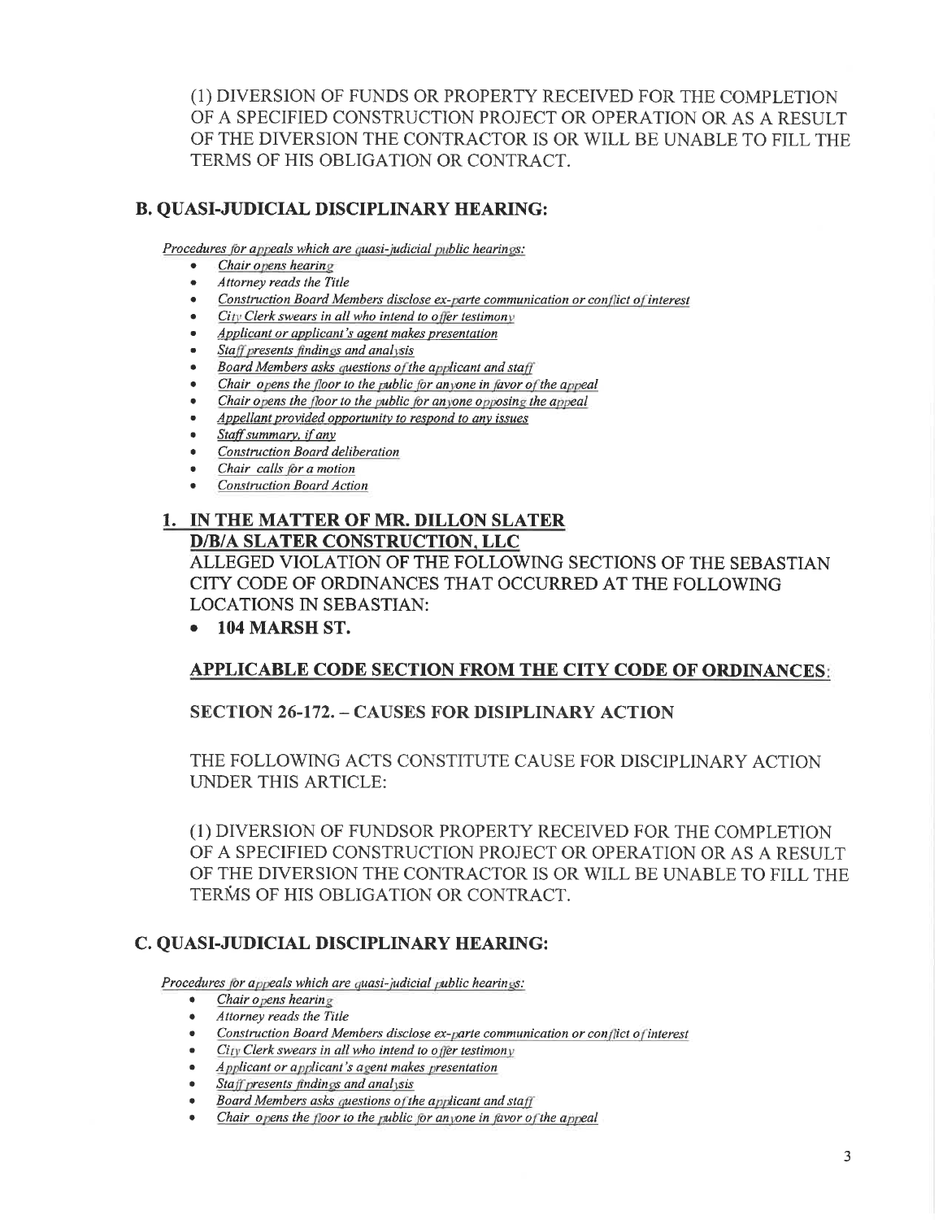(1) DIVERSION OF FUNDS OR PROPERTY RECEIVED FOR THE COMPLETION OF A SPECIFIED CONSTRUCTION PROJECT OR OPERATION OR AS A RESULT OF THE DIVERSION THE CONTRACTOR IS OR WILL BE UNABLE TO FILL THE TERMS OF HIS OBLIGATION OR CONTRACT.

## B. QUASI-JUDICIAL DISCIPLINARY HEARING:

*Procedures for appeals which are quasi-judicial public hearings:*

- *Chair opens hearing*
- *Attorney reads the Title*
- *Construction Board Members disclose ex-parte communication or conflict of interest*
- *City Clerk swears in all who intend to offer testimony*
- *Applicant or applicant's agent makes presentation*
- *Staff presents findings and analysis*
- *Board Members asks questions of the applicant and staff*
- *Chair opens the floor to the public for anyone in favor of the appeal*
- *Chair opens the floor to the public for anyone opposing the appeal*
- *Appellant provided opportunity to respond to any issues*
- *Staff summary, if any*
- *Construction Board deliberation*
- *Chair calls for a motion*
- *Construction Board Action*

### 1. IN THE MATTER OF MR. DILLON SLATER D/B/A SLATER CONSTRUCTION, LLC

ALLEGED VIOLATION OF THE FOLLOWING SECTIONS OF THE SEBASTIAN CITY CODE OF ORDINANCES THAT OCCURRED AT THE FOLLOWING LOCATIONS IN SEBASTIAN:

- **104 MARSH ST.**

**APPLICABLE CODE SECTION FROM THE CITY CODE OF ORDINANCES:**

**SECTION 26-172. – CAUSES FOR DISIPLINARY ACTION**

THE FOLLOWING ACTS CONSTITUTE CAUSE FOR DISCIPLINARY ACTION UNDER THIS ARTICLE:

(1) DIVERSION OF FUNDSOR PROPERTY RECEIVED FOR THE COMPLETION OF A SPECIFIED CONSTRUCTION PROJECT OR OPERATION OR AS A RESULT OF THE DIVERSION THE CONTRACTOR IS OR WILL BE UNABLE TO FILL THE TERMS OF HIS OBLIGATION OR CONTRACT.

## C. QUASI-JUDICIAL DISCIPLINARY HEARING:

*Procedures for appeals which are quasi-judicial public hearings:*

- *Chair opens hearing*
- *Attorney reads the Title*
- *Construction Board Members disclose ex-parte communication or conflict of interest*
- *City Clerk swears in all who intend to offer testimony*
- *Applicant or applicant's agent makes presentation*
- *Staff presents findings and analysis*
- *Board Members asks questions of the applicant and staff*
- *Chair opens the floor to the public for anyone in favor of the appeal*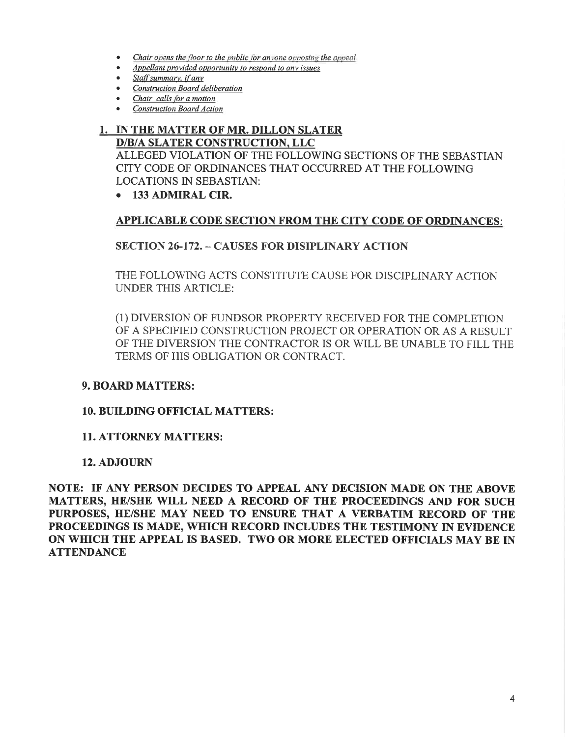- *Chair opens the floor to the public for anyone opposing the appeal*
- *Appellant provided opportunity to respond to any issues*
- *Staff summary, if any*
- *Construction Board deliberation*
- *Chair calls for a motion*
- *Construction Board Action*

**1. IN THE MATTER OF MR. DILLON SLATER D/B/A SLATER CONSTRUCTION, LLC**

ALLEGED VIOLATION OF THE FOLLOWING SECTIONS OF THE SEBASTIAN CITY CODE OF ORDINANCES THAT OCCURRED AT THE FOLLOWING LOCATIONS IN SEBASTIAN:

- **133 ADMIRAL CIR.**

**APPLICABLE CODE SECTION FROM THE CITY CODE OF ORDINANCES:**

**SECTION 26-172. – CAUSES FOR DISIPLINARY ACTION**

THE FOLLOWING ACTS CONSTITUTE CAUSE FOR DISCIPLINARY ACTION UNDER THIS ARTICLE:

(1) DIVERSION OF FUNDSOR PROPERTY RECEIVED FOR THE COMPLETION OF A SPECIFIED CONSTRUCTION PROJECT OR OPERATION OR AS A RESULT OF THE DIVERSION THE CONTRACTOR IS OR WILL BE UNABLE TO FILL THE TERMS OF HIS OBLIGATION OR CONTRACT.

**9. BOARD MATTERS:**

**10. BUILDING OFFICIAL MATTERS:**

**11. ATTORNEY MATTERS:**

**12. ADJOURN**

**NOTE: IF ANY PERSON DECIDES TO APPEAL ANY DECISION MADE ON THE ABOVE MATTERS, HE/SHE WILL NEED A RECORD OF THE PROCEEDINGS AND FOR SUCH PURPOSES, HE/SHE MAY NEED TO ENSURE THAT A VERBATIM RECORD OF THE PROCEEDINGS IS MADE, WHICH RECORD INCLUDES THE TESTIMONY IN EVIDENCE ON WHICH THE APPEAL IS BASED. TWO OR MORE ELECTED OFFICIALS MAY BE IN ATTENDANCE**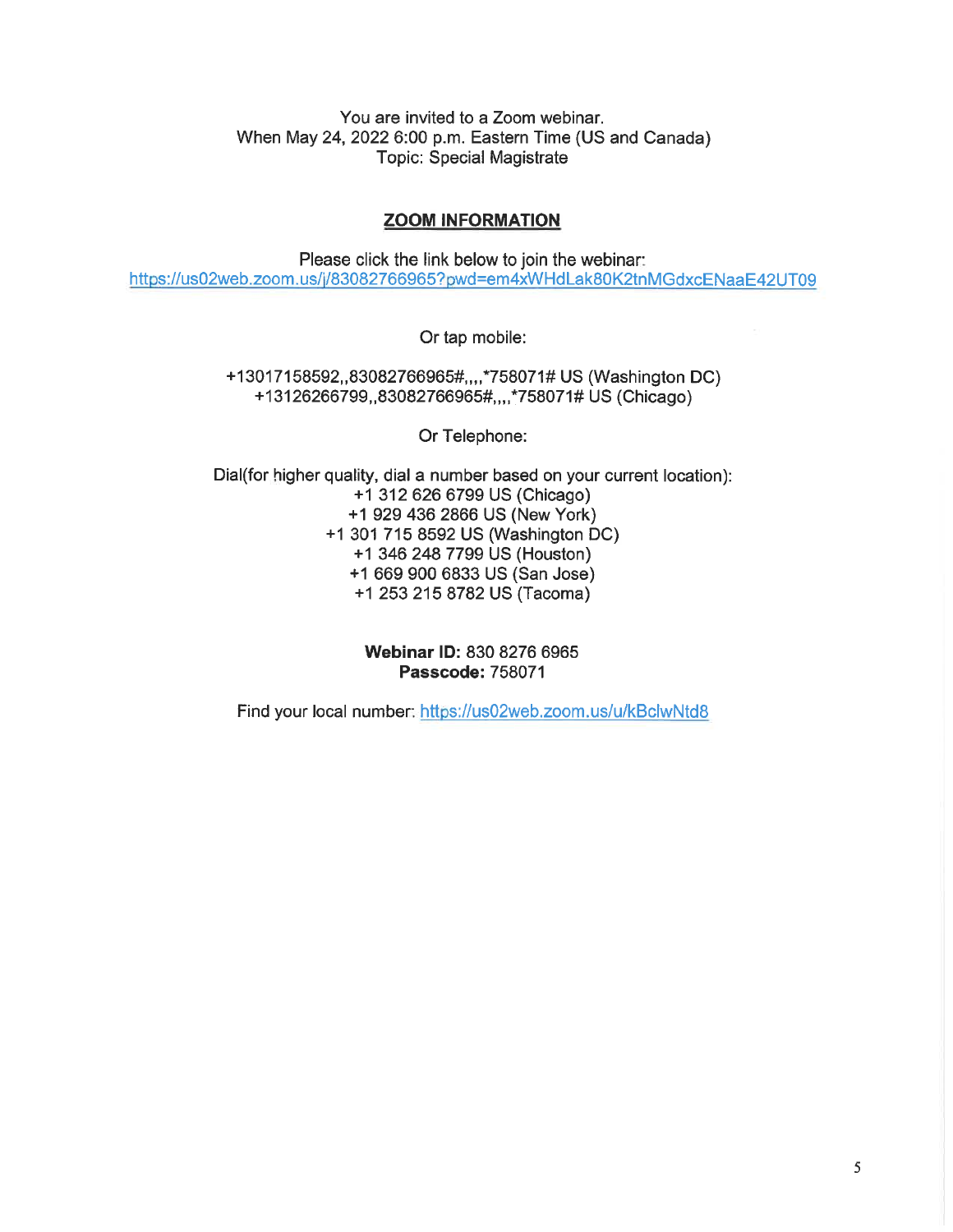You are invited to a Zoom webinar.
When May 24, 2022 6:00 p.m. Eastern Time (US and Canada)
Topic: Special Magistrate

**ZOOM INFORMATION**

Please click the link below to join the webinar:
https://us02web.zoom.us/j/83082766965?pwd=em4xWHdLak80K2tnMGdxcENaaE42UT09

Or tap mobile:

+13017158592,,83082766965#,,,,*758071# US (Washington DC)
+13126266799,,83082766965#,,,,*758071# US (Chicago)

Or Telephone:

Dial(for higher quality, dial a number based on your current location):
+1 312 626 6799 US (Chicago)
+1 929 436 2866 US (New York)
+1 301 715 8592 US (Washington DC)
+1 346 248 7799 US (Houston)
+1 669 900 6833 US (San Jose)
+1 253 215 8782 US (Tacoma)

**Webinar ID:** 830 8276 6965
**Passcode:** 758071

Find your local number: https://us02web.zoom.us/u/kBclwNtd8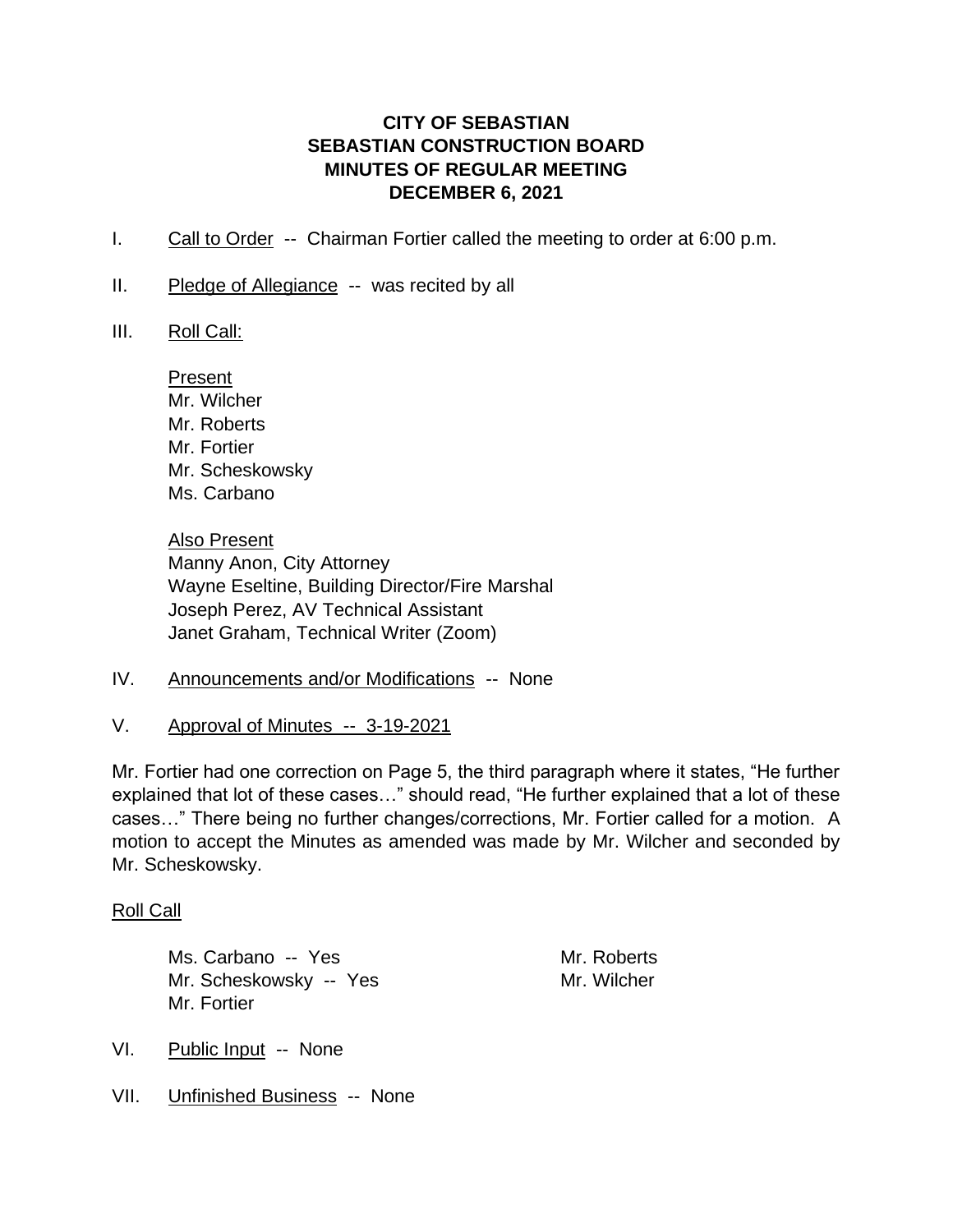**CITY OF SEBASTIAN**
**SEBASTIAN CONSTRUCTION BOARD**
**MINUTES OF REGULAR MEETING**
**DECEMBER 6, 2021**

I. Call to Order -- Chairman Fortier called the meeting to order at 6:00 p.m.

II. Pledge of Allegiance -- was recited by all

III. Roll Call:

Present
Mr. Wilcher
Mr. Roberts
Mr. Fortier
Mr. Scheskowsky
Ms. Carbano

Also Present
Manny Anon, City Attorney
Wayne Eseltine, Building Director/Fire Marshal
Joseph Perez, AV Technical Assistant
Janet Graham, Technical Writer (Zoom)

IV. Announcements and/or Modifications -- None

V. Approval of Minutes -- 3-19-2021

Mr. Fortier had one correction on Page 5, the third paragraph where it states, "He further explained that lot of these cases…" should read, "He further explained that a lot of these cases…" There being no further changes/corrections, Mr. Fortier called for a motion. A motion to accept the Minutes as amended was made by Mr. Wilcher and seconded by Mr. Scheskowsky.

Roll Call

Ms. Carbano -- Yes
Mr. Scheskowsky -- Yes
Mr. Fortier
Mr. Roberts
Mr. Wilcher

VI. Public Input -- None

VII. Unfinished Business -- None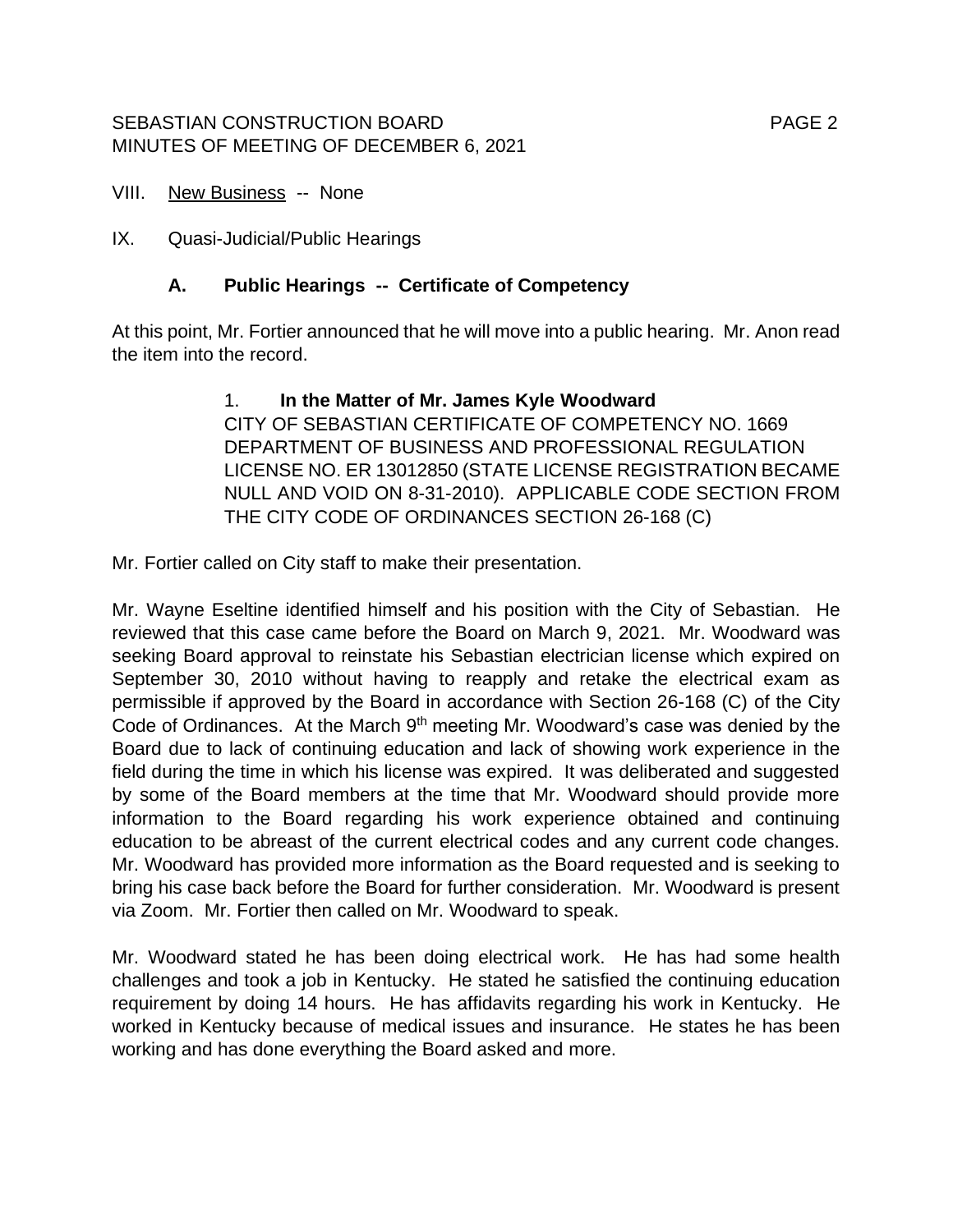VIII. New Business -- None

IX. Quasi-Judicial/Public Hearings

### A. Public Hearings -- Certificate of Competency

At this point, Mr. Fortier announced that he will move into a public hearing. Mr. Anon read the item into the record.

> 1. **In the Matter of Mr. James Kyle Woodward**
> CITY OF SEBASTIAN CERTIFICATE OF COMPETENCY NO. 1669 DEPARTMENT OF BUSINESS AND PROFESSIONAL REGULATION LICENSE NO. ER 13012850 (STATE LICENSE REGISTRATION BECAME NULL AND VOID ON 8-31-2010). APPLICABLE CODE SECTION FROM THE CITY CODE OF ORDINANCES SECTION 26-168 (C)

Mr. Fortier called on City staff to make their presentation.

Mr. Wayne Eseltine identified himself and his position with the City of Sebastian. He reviewed that this case came before the Board on March 9, 2021. Mr. Woodward was seeking Board approval to reinstate his Sebastian electrician license which expired on September 30, 2010 without having to reapply and retake the electrical exam as permissible if approved by the Board in accordance with Section 26-168 (C) of the City Code of Ordinances. At the March 9th meeting Mr. Woodward's case was denied by the Board due to lack of continuing education and lack of showing work experience in the field during the time in which his license was expired. It was deliberated and suggested by some of the Board members at the time that Mr. Woodward should provide more information to the Board regarding his work experience obtained and continuing education to be abreast of the current electrical codes and any current code changes. Mr. Woodward has provided more information as the Board requested and is seeking to bring his case back before the Board for further consideration. Mr. Woodward is present via Zoom. Mr. Fortier then called on Mr. Woodward to speak.

Mr. Woodward stated he has been doing electrical work. He has had some health challenges and took a job in Kentucky. He stated he satisfied the continuing education requirement by doing 14 hours. He has affidavits regarding his work in Kentucky. He worked in Kentucky because of medical issues and insurance. He states he has been working and has done everything the Board asked and more.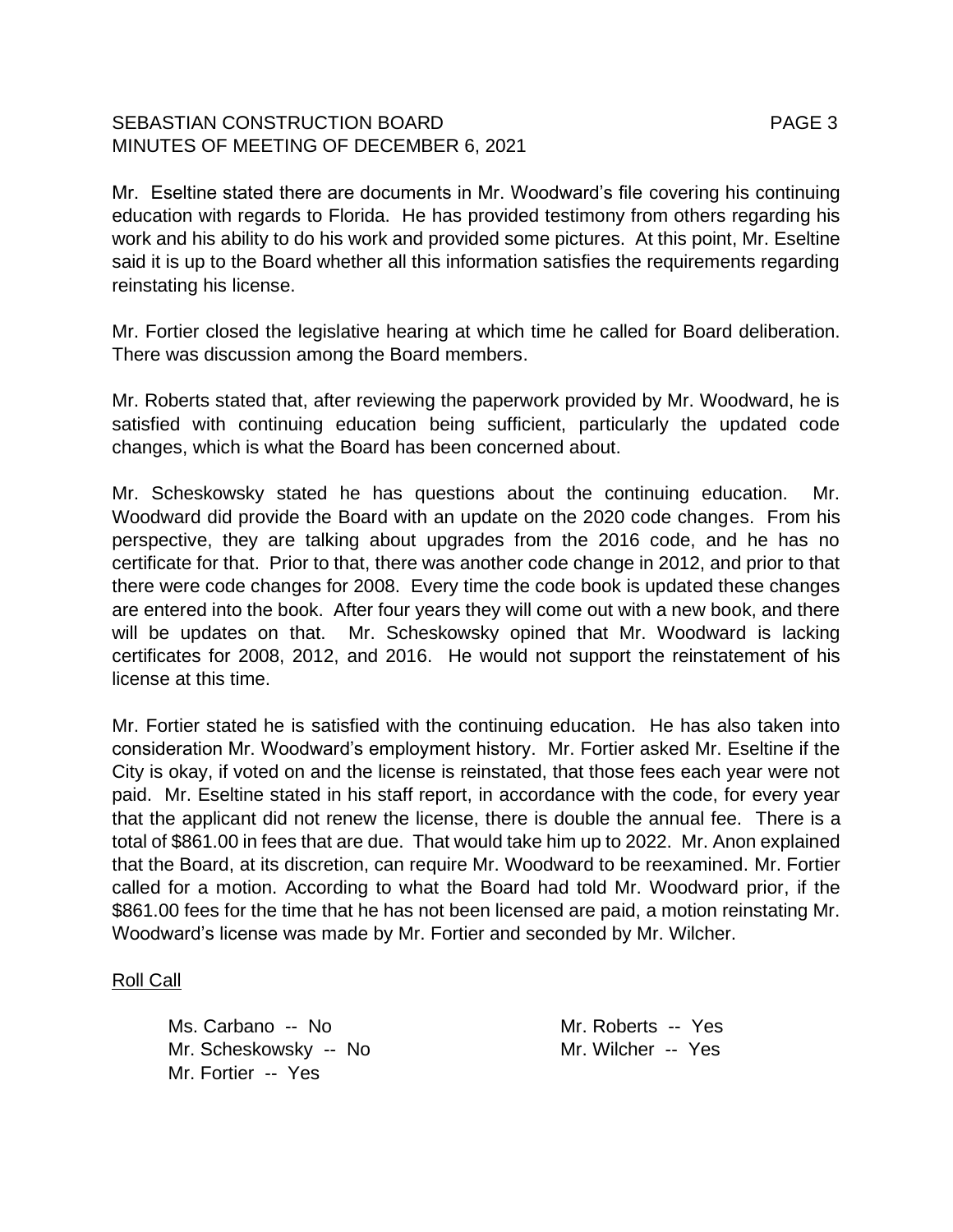Mr. Eseltine stated there are documents in Mr. Woodward's file covering his continuing education with regards to Florida. He has provided testimony from others regarding his work and his ability to do his work and provided some pictures. At this point, Mr. Eseltine said it is up to the Board whether all this information satisfies the requirements regarding reinstating his license.

Mr. Fortier closed the legislative hearing at which time he called for Board deliberation. There was discussion among the Board members.

Mr. Roberts stated that, after reviewing the paperwork provided by Mr. Woodward, he is satisfied with continuing education being sufficient, particularly the updated code changes, which is what the Board has been concerned about.

Mr. Scheskowsky stated he has questions about the continuing education. Mr. Woodward did provide the Board with an update on the 2020 code changes. From his perspective, they are talking about upgrades from the 2016 code, and he has no certificate for that. Prior to that, there was another code change in 2012, and prior to that there were code changes for 2008. Every time the code book is updated these changes are entered into the book. After four years they will come out with a new book, and there will be updates on that. Mr. Scheskowsky opined that Mr. Woodward is lacking certificates for 2008, 2012, and 2016. He would not support the reinstatement of his license at this time.

Mr. Fortier stated he is satisfied with the continuing education. He has also taken into consideration Mr. Woodward's employment history. Mr. Fortier asked Mr. Eseltine if the City is okay, if voted on and the license is reinstated, that those fees each year were not paid. Mr. Eseltine stated in his staff report, in accordance with the code, for every year that the applicant did not renew the license, there is double the annual fee. There is a total of $861.00 in fees that are due. That would take him up to 2022. Mr. Anon explained that the Board, at its discretion, can require Mr. Woodward to be reexamined. Mr. Fortier called for a motion. According to what the Board had told Mr. Woodward prior, if the $861.00 fees for the time that he has not been licensed are paid, a motion reinstating Mr. Woodward's license was made by Mr. Fortier and seconded by Mr. Wilcher.

<u>Roll Call</u>

Ms. Carbano -- No
Mr. Scheskowsky -- No
Mr. Fortier -- Yes
Mr. Roberts -- Yes
Mr. Wilcher -- Yes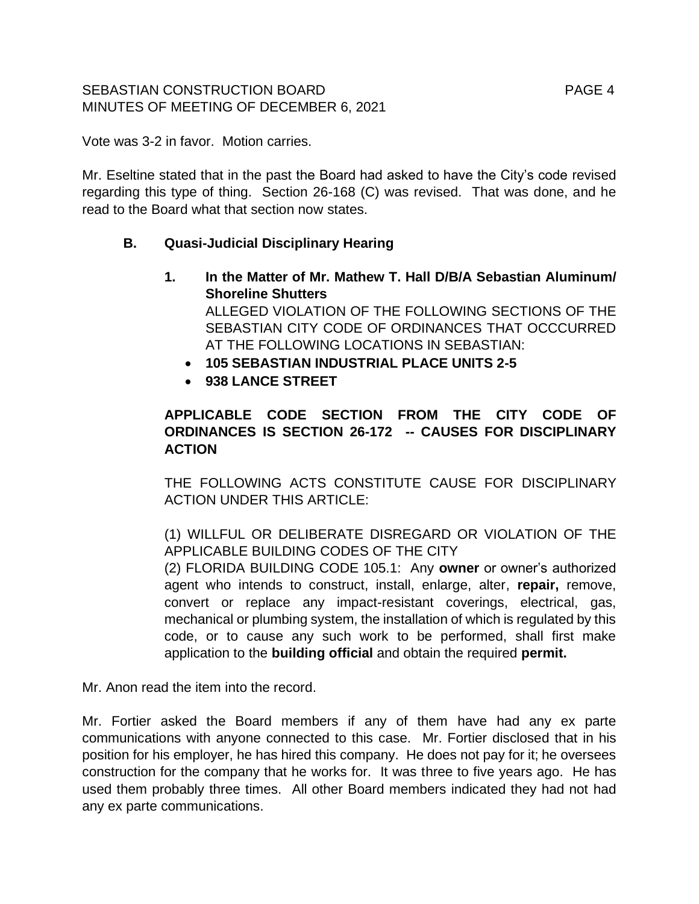Vote was 3-2 in favor. Motion carries.

Mr. Eseltine stated that in the past the Board had asked to have the City's code revised regarding this type of thing. Section 26-168 (C) was revised. That was done, and he read to the Board what that section now states.

**B. Quasi-Judicial Disciplinary Hearing**

**1. In the Matter of Mr. Mathew T. Hall D/B/A Sebastian Aluminum/ Shoreline Shutters**

ALLEGED VIOLATION OF THE FOLLOWING SECTIONS OF THE SEBASTIAN CITY CODE OF ORDINANCES THAT OCCCURRED AT THE FOLLOWING LOCATIONS IN SEBASTIAN:

- **105 SEBASTIAN INDUSTRIAL PLACE UNITS 2-5**
- **938 LANCE STREET**

**APPLICABLE CODE SECTION FROM THE CITY CODE OF ORDINANCES IS SECTION 26-172 -- CAUSES FOR DISCIPLINARY ACTION**

THE FOLLOWING ACTS CONSTITUTE CAUSE FOR DISCIPLINARY ACTION UNDER THIS ARTICLE:

(1) WILLFUL OR DELIBERATE DISREGARD OR VIOLATION OF THE APPLICABLE BUILDING CODES OF THE CITY
(2) FLORIDA BUILDING CODE 105.1: Any **owner** or owner's authorized agent who intends to construct, install, enlarge, alter, **repair,** remove, convert or replace any impact-resistant coverings, electrical, gas, mechanical or plumbing system, the installation of which is regulated by this code, or to cause any such work to be performed, shall first make application to the **building official** and obtain the required **permit.**

Mr. Anon read the item into the record.

Mr. Fortier asked the Board members if any of them have had any ex parte communications with anyone connected to this case. Mr. Fortier disclosed that in his position for his employer, he has hired this company. He does not pay for it; he oversees construction for the company that he works for. It was three to five years ago. He has used them probably three times. All other Board members indicated they had not had any ex parte communications.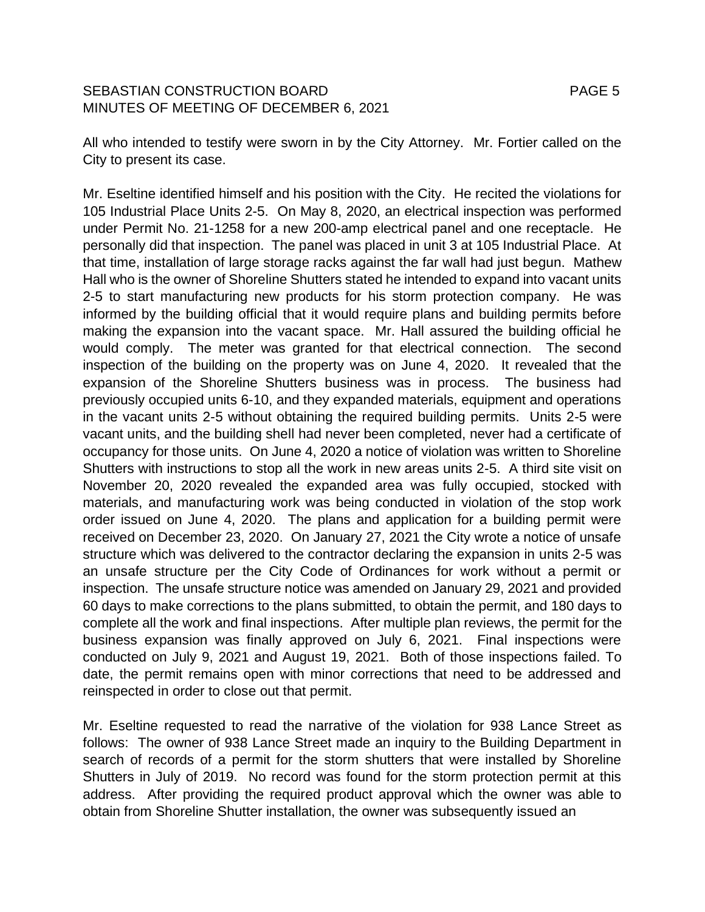All who intended to testify were sworn in by the City Attorney. Mr. Fortier called on the City to present its case.

Mr. Eseltine identified himself and his position with the City. He recited the violations for 105 Industrial Place Units 2-5. On May 8, 2020, an electrical inspection was performed under Permit No. 21-1258 for a new 200-amp electrical panel and one receptacle. He personally did that inspection. The panel was placed in unit 3 at 105 Industrial Place. At that time, installation of large storage racks against the far wall had just begun. Mathew Hall who is the owner of Shoreline Shutters stated he intended to expand into vacant units 2-5 to start manufacturing new products for his storm protection company. He was informed by the building official that it would require plans and building permits before making the expansion into the vacant space. Mr. Hall assured the building official he would comply. The meter was granted for that electrical connection. The second inspection of the building on the property was on June 4, 2020. It revealed that the expansion of the Shoreline Shutters business was in process. The business had previously occupied units 6-10, and they expanded materials, equipment and operations in the vacant units 2-5 without obtaining the required building permits. Units 2-5 were vacant units, and the building shell had never been completed, never had a certificate of occupancy for those units. On June 4, 2020 a notice of violation was written to Shoreline Shutters with instructions to stop all the work in new areas units 2-5. A third site visit on November 20, 2020 revealed the expanded area was fully occupied, stocked with materials, and manufacturing work was being conducted in violation of the stop work order issued on June 4, 2020. The plans and application for a building permit were received on December 23, 2020. On January 27, 2021 the City wrote a notice of unsafe structure which was delivered to the contractor declaring the expansion in units 2-5 was an unsafe structure per the City Code of Ordinances for work without a permit or inspection. The unsafe structure notice was amended on January 29, 2021 and provided 60 days to make corrections to the plans submitted, to obtain the permit, and 180 days to complete all the work and final inspections. After multiple plan reviews, the permit for the business expansion was finally approved on July 6, 2021. Final inspections were conducted on July 9, 2021 and August 19, 2021. Both of those inspections failed. To date, the permit remains open with minor corrections that need to be addressed and reinspected in order to close out that permit.

Mr. Eseltine requested to read the narrative of the violation for 938 Lance Street as follows: The owner of 938 Lance Street made an inquiry to the Building Department in search of records of a permit for the storm shutters that were installed by Shoreline Shutters in July of 2019. No record was found for the storm protection permit at this address. After providing the required product approval which the owner was able to obtain from Shoreline Shutter installation, the owner was subsequently issued an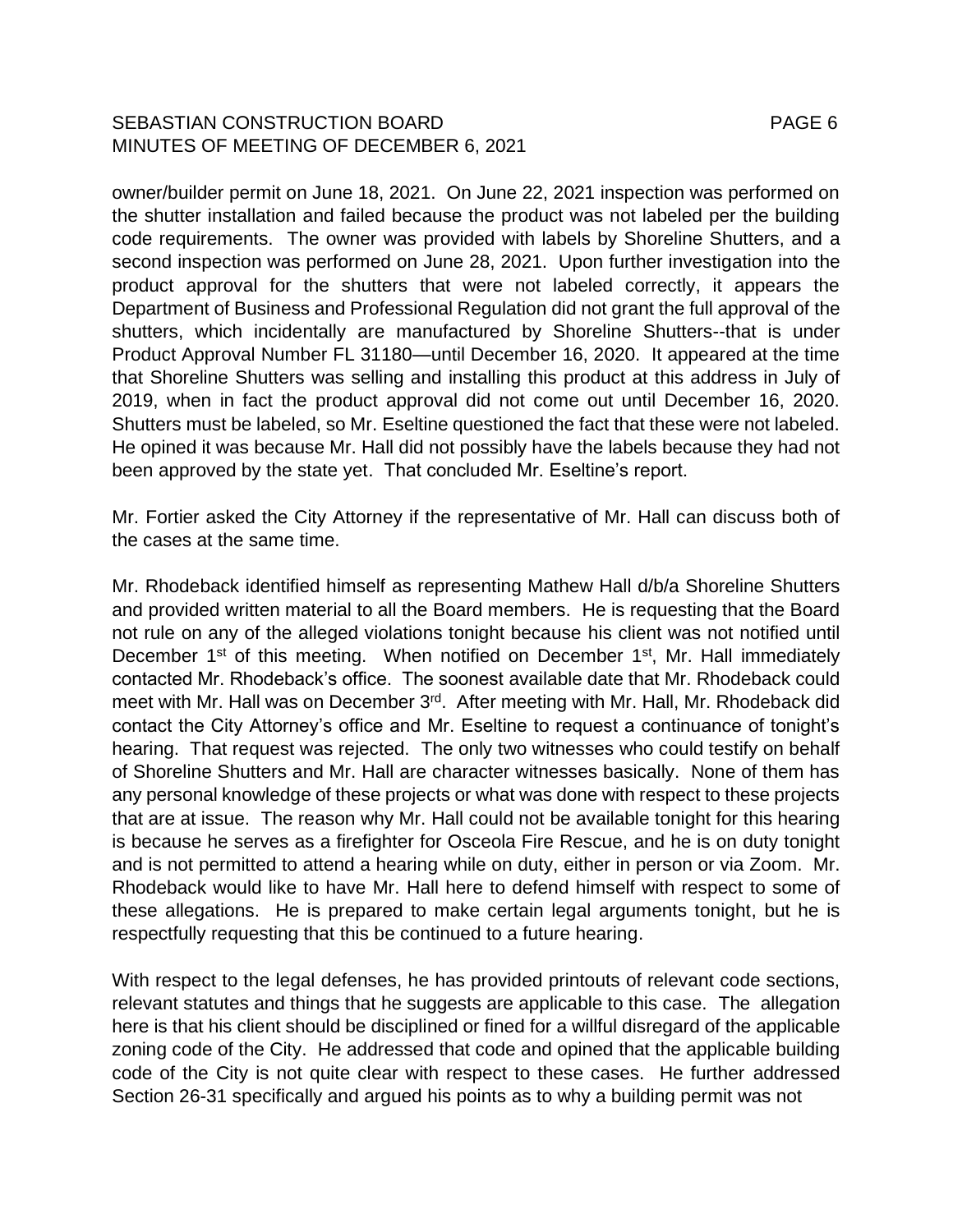owner/builder permit on June 18, 2021. On June 22, 2021 inspection was performed on the shutter installation and failed because the product was not labeled per the building code requirements. The owner was provided with labels by Shoreline Shutters, and a second inspection was performed on June 28, 2021. Upon further investigation into the product approval for the shutters that were not labeled correctly, it appears the Department of Business and Professional Regulation did not grant the full approval of the shutters, which incidentally are manufactured by Shoreline Shutters--that is under Product Approval Number FL 31180—until December 16, 2020. It appeared at the time that Shoreline Shutters was selling and installing this product at this address in July of 2019, when in fact the product approval did not come out until December 16, 2020. Shutters must be labeled, so Mr. Eseltine questioned the fact that these were not labeled. He opined it was because Mr. Hall did not possibly have the labels because they had not been approved by the state yet. That concluded Mr. Eseltine's report.

Mr. Fortier asked the City Attorney if the representative of Mr. Hall can discuss both of the cases at the same time.

Mr. Rhodeback identified himself as representing Mathew Hall d/b/a Shoreline Shutters and provided written material to all the Board members. He is requesting that the Board not rule on any of the alleged violations tonight because his client was not notified until December 1st of this meeting. When notified on December 1st, Mr. Hall immediately contacted Mr. Rhodeback's office. The soonest available date that Mr. Rhodeback could meet with Mr. Hall was on December 3rd. After meeting with Mr. Hall, Mr. Rhodeback did contact the City Attorney's office and Mr. Eseltine to request a continuance of tonight's hearing. That request was rejected. The only two witnesses who could testify on behalf of Shoreline Shutters and Mr. Hall are character witnesses basically. None of them has any personal knowledge of these projects or what was done with respect to these projects that are at issue. The reason why Mr. Hall could not be available tonight for this hearing is because he serves as a firefighter for Osceola Fire Rescue, and he is on duty tonight and is not permitted to attend a hearing while on duty, either in person or via Zoom. Mr. Rhodeback would like to have Mr. Hall here to defend himself with respect to some of these allegations. He is prepared to make certain legal arguments tonight, but he is respectfully requesting that this be continued to a future hearing.

With respect to the legal defenses, he has provided printouts of relevant code sections, relevant statutes and things that he suggests are applicable to this case. The allegation here is that his client should be disciplined or fined for a willful disregard of the applicable zoning code of the City. He addressed that code and opined that the applicable building code of the City is not quite clear with respect to these cases. He further addressed Section 26-31 specifically and argued his points as to why a building permit was not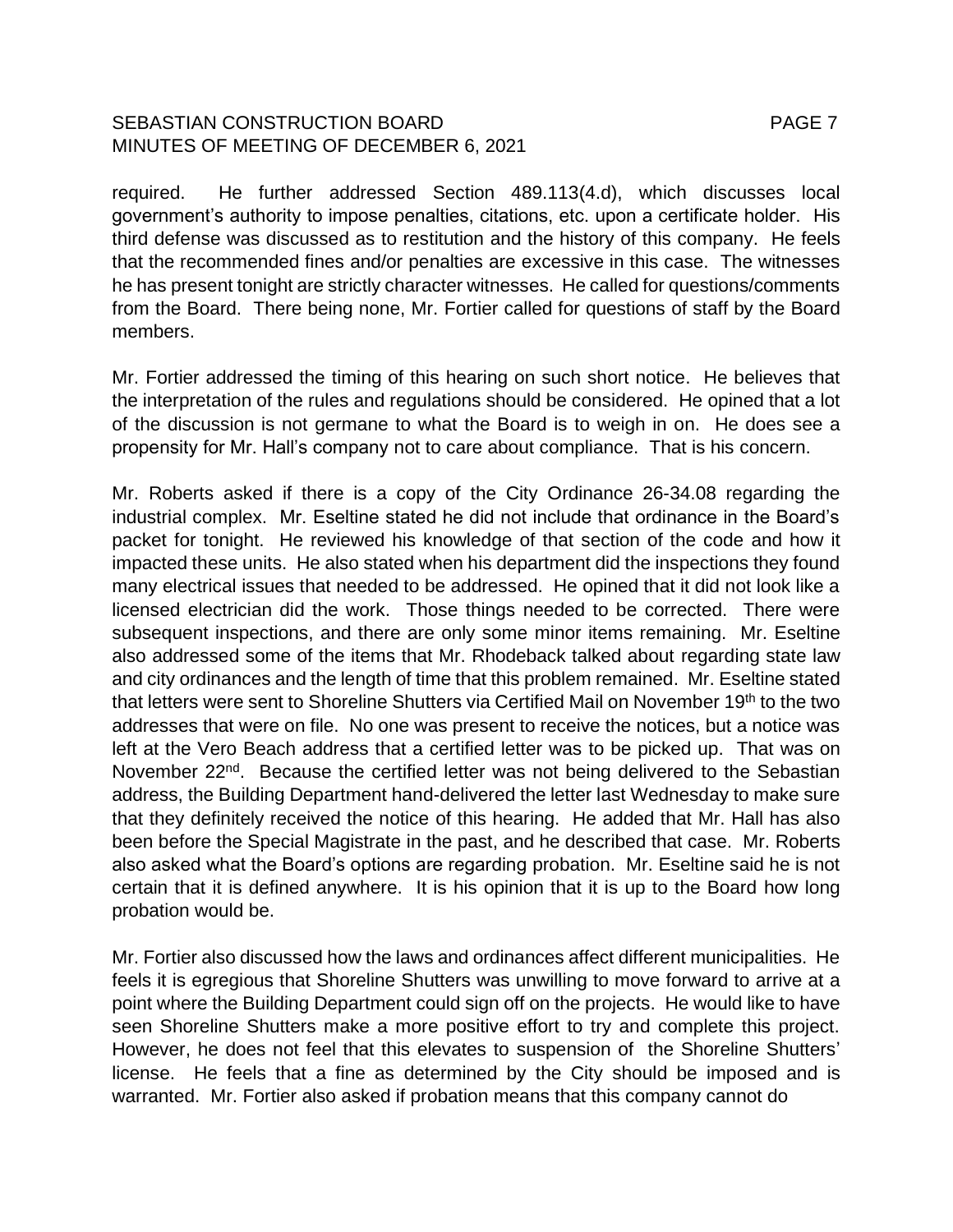required. He further addressed Section 489.113(4.d), which discusses local government's authority to impose penalties, citations, etc. upon a certificate holder. His third defense was discussed as to restitution and the history of this company. He feels that the recommended fines and/or penalties are excessive in this case. The witnesses he has present tonight are strictly character witnesses. He called for questions/comments from the Board. There being none, Mr. Fortier called for questions of staff by the Board members.

Mr. Fortier addressed the timing of this hearing on such short notice. He believes that the interpretation of the rules and regulations should be considered. He opined that a lot of the discussion is not germane to what the Board is to weigh in on. He does see a propensity for Mr. Hall's company not to care about compliance. That is his concern.

Mr. Roberts asked if there is a copy of the City Ordinance 26-34.08 regarding the industrial complex. Mr. Eseltine stated he did not include that ordinance in the Board's packet for tonight. He reviewed his knowledge of that section of the code and how it impacted these units. He also stated when his department did the inspections they found many electrical issues that needed to be addressed. He opined that it did not look like a licensed electrician did the work. Those things needed to be corrected. There were subsequent inspections, and there are only some minor items remaining. Mr. Eseltine also addressed some of the items that Mr. Rhodeback talked about regarding state law and city ordinances and the length of time that this problem remained. Mr. Eseltine stated that letters were sent to Shoreline Shutters via Certified Mail on November 19th to the two addresses that were on file. No one was present to receive the notices, but a notice was left at the Vero Beach address that a certified letter was to be picked up. That was on November 22nd. Because the certified letter was not being delivered to the Sebastian address, the Building Department hand-delivered the letter last Wednesday to make sure that they definitely received the notice of this hearing. He added that Mr. Hall has also been before the Special Magistrate in the past, and he described that case. Mr. Roberts also asked what the Board's options are regarding probation. Mr. Eseltine said he is not certain that it is defined anywhere. It is his opinion that it is up to the Board how long probation would be.

Mr. Fortier also discussed how the laws and ordinances affect different municipalities. He feels it is egregious that Shoreline Shutters was unwilling to move forward to arrive at a point where the Building Department could sign off on the projects. He would like to have seen Shoreline Shutters make a more positive effort to try and complete this project. However, he does not feel that this elevates to suspension of the Shoreline Shutters' license. He feels that a fine as determined by the City should be imposed and is warranted. Mr. Fortier also asked if probation means that this company cannot do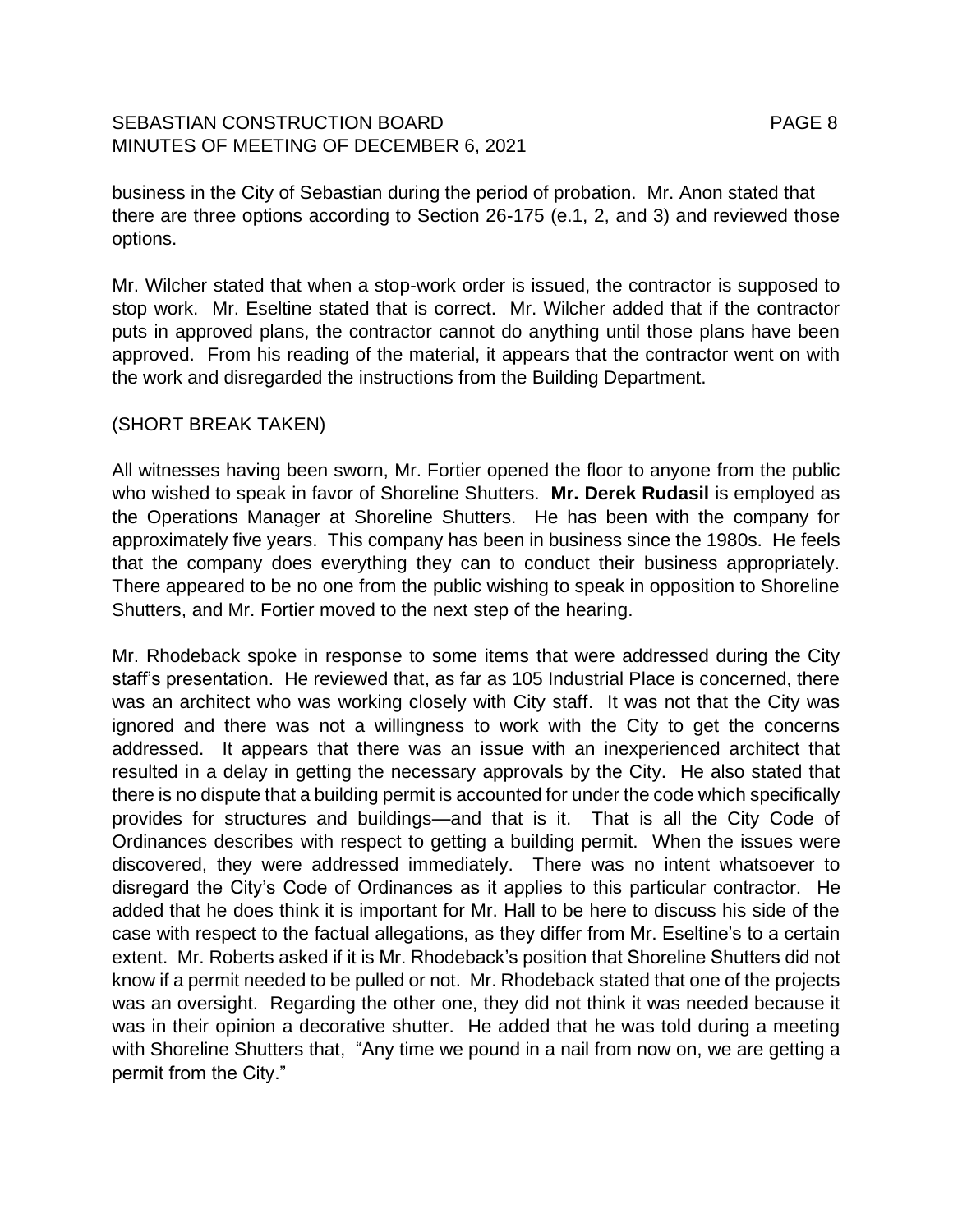business in the City of Sebastian during the period of probation. Mr. Anon stated that there are three options according to Section 26-175 (e.1, 2, and 3) and reviewed those options.

Mr. Wilcher stated that when a stop-work order is issued, the contractor is supposed to stop work. Mr. Eseltine stated that is correct. Mr. Wilcher added that if the contractor puts in approved plans, the contractor cannot do anything until those plans have been approved. From his reading of the material, it appears that the contractor went on with the work and disregarded the instructions from the Building Department.

(SHORT BREAK TAKEN)

All witnesses having been sworn, Mr. Fortier opened the floor to anyone from the public who wished to speak in favor of Shoreline Shutters. **Mr. Derek Rudasil** is employed as the Operations Manager at Shoreline Shutters. He has been with the company for approximately five years. This company has been in business since the 1980s. He feels that the company does everything they can to conduct their business appropriately. There appeared to be no one from the public wishing to speak in opposition to Shoreline Shutters, and Mr. Fortier moved to the next step of the hearing.

Mr. Rhodeback spoke in response to some items that were addressed during the City staff's presentation. He reviewed that, as far as 105 Industrial Place is concerned, there was an architect who was working closely with City staff. It was not that the City was ignored and there was not a willingness to work with the City to get the concerns addressed. It appears that there was an issue with an inexperienced architect that resulted in a delay in getting the necessary approvals by the City. He also stated that there is no dispute that a building permit is accounted for under the code which specifically provides for structures and buildings—and that is it. That is all the City Code of Ordinances describes with respect to getting a building permit. When the issues were discovered, they were addressed immediately. There was no intent whatsoever to disregard the City's Code of Ordinances as it applies to this particular contractor. He added that he does think it is important for Mr. Hall to be here to discuss his side of the case with respect to the factual allegations, as they differ from Mr. Eseltine's to a certain extent. Mr. Roberts asked if it is Mr. Rhodeback's position that Shoreline Shutters did not know if a permit needed to be pulled or not. Mr. Rhodeback stated that one of the projects was an oversight. Regarding the other one, they did not think it was needed because it was in their opinion a decorative shutter. He added that he was told during a meeting with Shoreline Shutters that, "Any time we pound in a nail from now on, we are getting a permit from the City."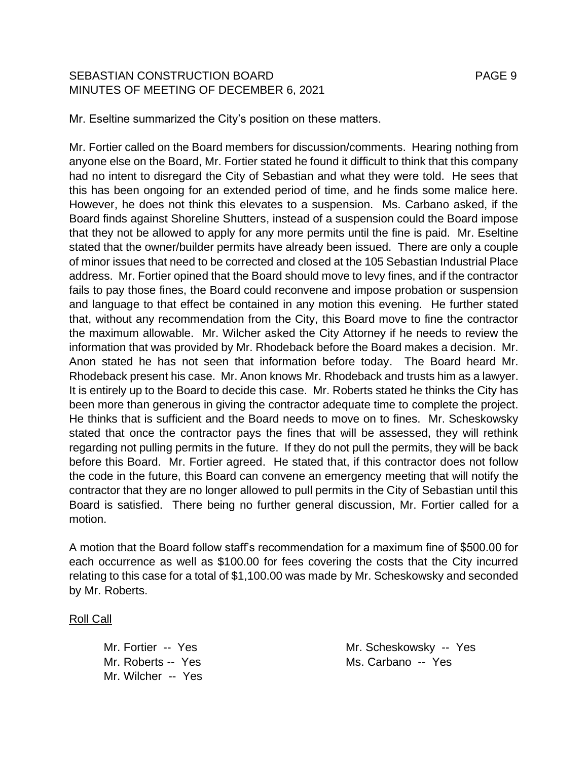Mr. Eseltine summarized the City's position on these matters.

Mr. Fortier called on the Board members for discussion/comments. Hearing nothing from anyone else on the Board, Mr. Fortier stated he found it difficult to think that this company had no intent to disregard the City of Sebastian and what they were told. He sees that this has been ongoing for an extended period of time, and he finds some malice here. However, he does not think this elevates to a suspension. Ms. Carbano asked, if the Board finds against Shoreline Shutters, instead of a suspension could the Board impose that they not be allowed to apply for any more permits until the fine is paid. Mr. Eseltine stated that the owner/builder permits have already been issued. There are only a couple of minor issues that need to be corrected and closed at the 105 Sebastian Industrial Place address. Mr. Fortier opined that the Board should move to levy fines, and if the contractor fails to pay those fines, the Board could reconvene and impose probation or suspension and language to that effect be contained in any motion this evening. He further stated that, without any recommendation from the City, this Board move to fine the contractor the maximum allowable. Mr. Wilcher asked the City Attorney if he needs to review the information that was provided by Mr. Rhodeback before the Board makes a decision. Mr. Anon stated he has not seen that information before today. The Board heard Mr. Rhodeback present his case. Mr. Anon knows Mr. Rhodeback and trusts him as a lawyer. It is entirely up to the Board to decide this case. Mr. Roberts stated he thinks the City has been more than generous in giving the contractor adequate time to complete the project. He thinks that is sufficient and the Board needs to move on to fines. Mr. Scheskowsky stated that once the contractor pays the fines that will be assessed, they will rethink regarding not pulling permits in the future. If they do not pull the permits, they will be back before this Board. Mr. Fortier agreed. He stated that, if this contractor does not follow the code in the future, this Board can convene an emergency meeting that will notify the contractor that they are no longer allowed to pull permits in the City of Sebastian until this Board is satisfied. There being no further general discussion, Mr. Fortier called for a motion.

A motion that the Board follow staff's recommendation for a maximum fine of $500.00 for each occurrence as well as $100.00 for fees covering the costs that the City incurred relating to this case for a total of $1,100.00 was made by Mr. Scheskowsky and seconded by Mr. Roberts.

Roll Call

Mr. Fortier -- Yes
Mr. Roberts -- Yes
Mr. Wilcher -- Yes
Mr. Scheskowsky -- Yes
Ms. Carbano -- Yes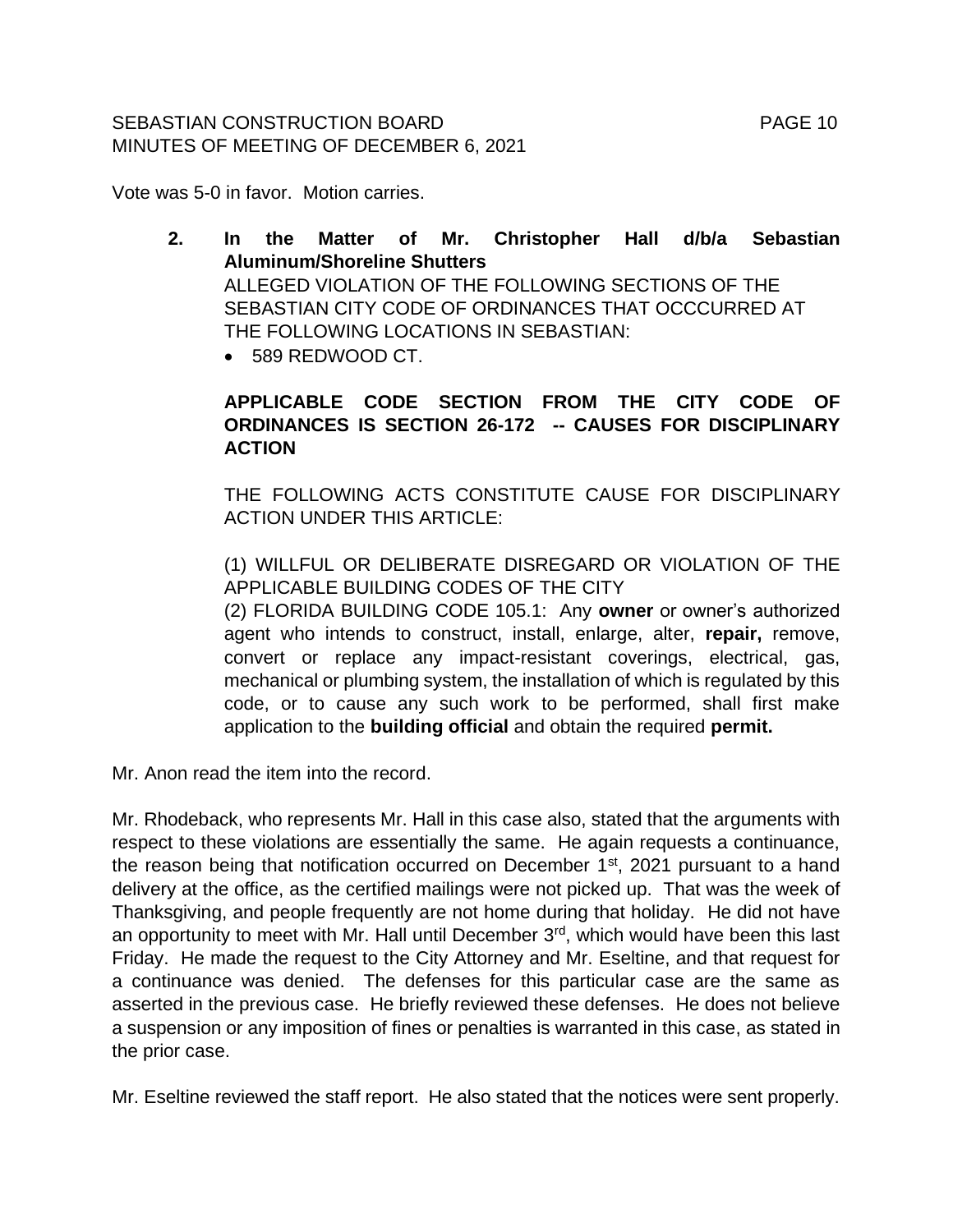Vote was 5-0 in favor. Motion carries.

2. **In the Matter of Mr. Christopher Hall d/b/a Sebastian Aluminum/Shoreline Shutters**
   ALLEGED VIOLATION OF THE FOLLOWING SECTIONS OF THE SEBASTIAN CITY CODE OF ORDINANCES THAT OCCCURRED AT THE FOLLOWING LOCATIONS IN SEBASTIAN:
   - 589 REDWOOD CT.

   **APPLICABLE CODE SECTION FROM THE CITY CODE OF ORDINANCES IS SECTION 26-172 -- CAUSES FOR DISCIPLINARY ACTION**

   THE FOLLOWING ACTS CONSTITUTE CAUSE FOR DISCIPLINARY ACTION UNDER THIS ARTICLE:

   (1) WILLFUL OR DELIBERATE DISREGARD OR VIOLATION OF THE APPLICABLE BUILDING CODES OF THE CITY
   (2) FLORIDA BUILDING CODE 105.1: Any **owner** or owner's authorized agent who intends to construct, install, enlarge, alter, **repair,** remove, convert or replace any impact-resistant coverings, electrical, gas, mechanical or plumbing system, the installation of which is regulated by this code, or to cause any such work to be performed, shall first make application to the **building official** and obtain the required **permit.**

Mr. Anon read the item into the record.

Mr. Rhodeback, who represents Mr. Hall in this case also, stated that the arguments with respect to these violations are essentially the same. He again requests a continuance, the reason being that notification occurred on December 1st, 2021 pursuant to a hand delivery at the office, as the certified mailings were not picked up. That was the week of Thanksgiving, and people frequently are not home during that holiday. He did not have an opportunity to meet with Mr. Hall until December 3rd, which would have been this last Friday. He made the request to the City Attorney and Mr. Eseltine, and that request for a continuance was denied. The defenses for this particular case are the same as asserted in the previous case. He briefly reviewed these defenses. He does not believe a suspension or any imposition of fines or penalties is warranted in this case, as stated in the prior case.

Mr. Eseltine reviewed the staff report. He also stated that the notices were sent properly.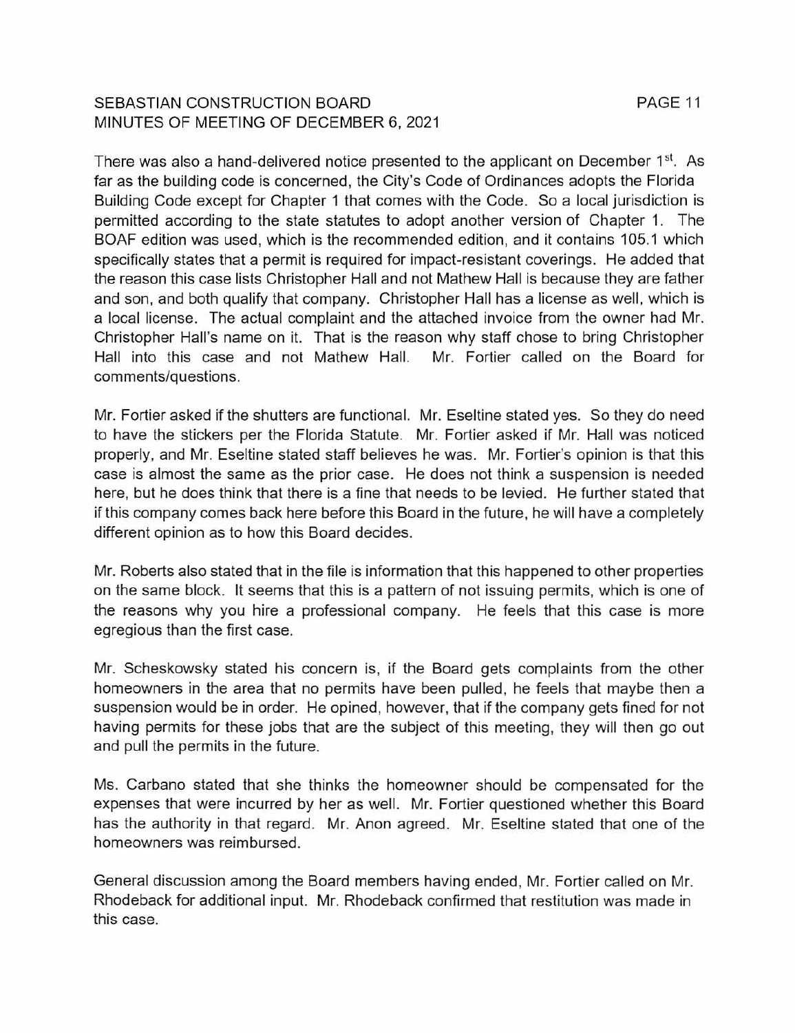There was also a hand-delivered notice presented to the applicant on December 1st. As far as the building code is concerned, the City's Code of Ordinances adopts the Florida Building Code except for Chapter 1 that comes with the Code. So a local jurisdiction is permitted according to the state statutes to adopt another version of Chapter 1. The BOAF edition was used, which is the recommended edition, and it contains 105.1 which specifically states that a permit is required for impact-resistant coverings. He added that the reason this case lists Christopher Hall and not Mathew Hall is because they are father and son, and both qualify that company. Christopher Hall has a license as well, which is a local license. The actual complaint and the attached invoice from the owner had Mr. Christopher Hall's name on it. That is the reason why staff chose to bring Christopher Hall into this case and not Mathew Hall. Mr. Fortier called on the Board for comments/questions.

Mr. Fortier asked if the shutters are functional. Mr. Eseltine stated yes. So they do need to have the stickers per the Florida Statute. Mr. Fortier asked if Mr. Hall was noticed properly, and Mr. Eseltine stated staff believes he was. Mr. Fortier's opinion is that this case is almost the same as the prior case. He does not think a suspension is needed here, but he does think that there is a fine that needs to be levied. He further stated that if this company comes back here before this Board in the future, he will have a completely different opinion as to how this Board decides.

Mr. Roberts also stated that in the file is information that this happened to other properties on the same block. It seems that this is a pattern of not issuing permits, which is one of the reasons why you hire a professional company. He feels that this case is more egregious than the first case.

Mr. Scheskowsky stated his concern is, if the Board gets complaints from the other homeowners in the area that no permits have been pulled, he feels that maybe then a suspension would be in order. He opined, however, that if the company gets fined for not having permits for these jobs that are the subject of this meeting, they will then go out and pull the permits in the future.

Ms. Carbano stated that she thinks the homeowner should be compensated for the expenses that were incurred by her as well. Mr. Fortier questioned whether this Board has the authority in that regard. Mr. Anon agreed. Mr. Eseltine stated that one of the homeowners was reimbursed.

General discussion among the Board members having ended, Mr. Fortier called on Mr. Rhodeback for additional input. Mr. Rhodeback confirmed that restitution was made in this case.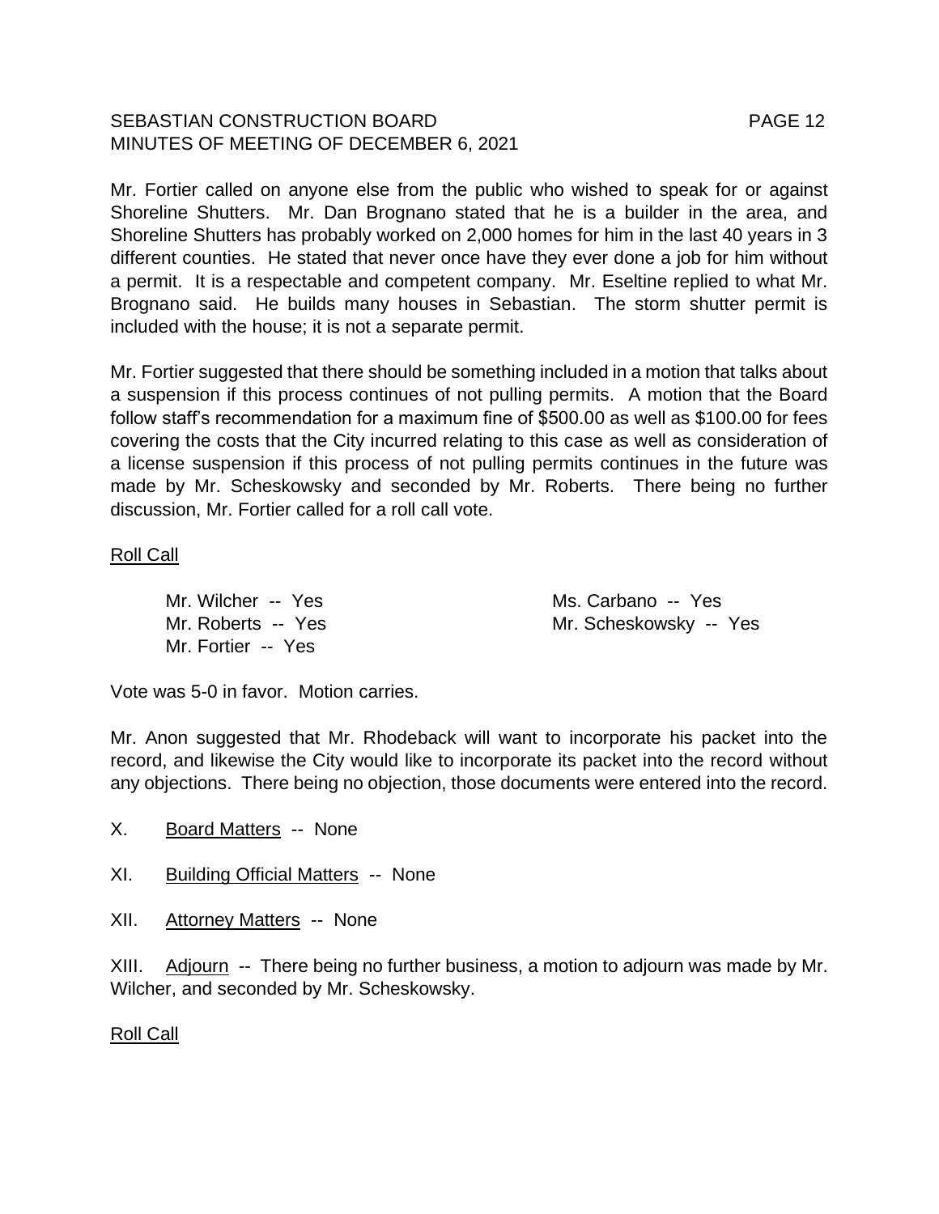Mr. Fortier called on anyone else from the public who wished to speak for or against Shoreline Shutters. Mr. Dan Brognano stated that he is a builder in the area, and Shoreline Shutters has probably worked on 2,000 homes for him in the last 40 years in 3 different counties. He stated that never once have they ever done a job for him without a permit. It is a respectable and competent company. Mr. Eseltine replied to what Mr. Brognano said. He builds many houses in Sebastian. The storm shutter permit is included with the house; it is not a separate permit.

Mr. Fortier suggested that there should be something included in a motion that talks about a suspension if this process continues of not pulling permits. A motion that the Board follow staff's recommendation for a maximum fine of $500.00 as well as $100.00 for fees covering the costs that the City incurred relating to this case as well as consideration of a license suspension if this process of not pulling permits continues in the future was made by Mr. Scheskowsky and seconded by Mr. Roberts. There being no further discussion, Mr. Fortier called for a roll call vote.

Roll Call

Mr. Wilcher -- Yes
Ms. Carbano -- Yes
Mr. Roberts -- Yes
Mr. Scheskowsky -- Yes
Mr. Fortier -- Yes

Vote was 5-0 in favor. Motion carries.

Mr. Anon suggested that Mr. Rhodeback will want to incorporate his packet into the record, and likewise the City would like to incorporate its packet into the record without any objections. There being no objection, those documents were entered into the record.

X. Board Matters -- None

XI. Building Official Matters -- None

XII. Attorney Matters -- None

XIII. Adjourn -- There being no further business, a motion to adjourn was made by Mr. Wilcher, and seconded by Mr. Scheskowsky.

Roll Call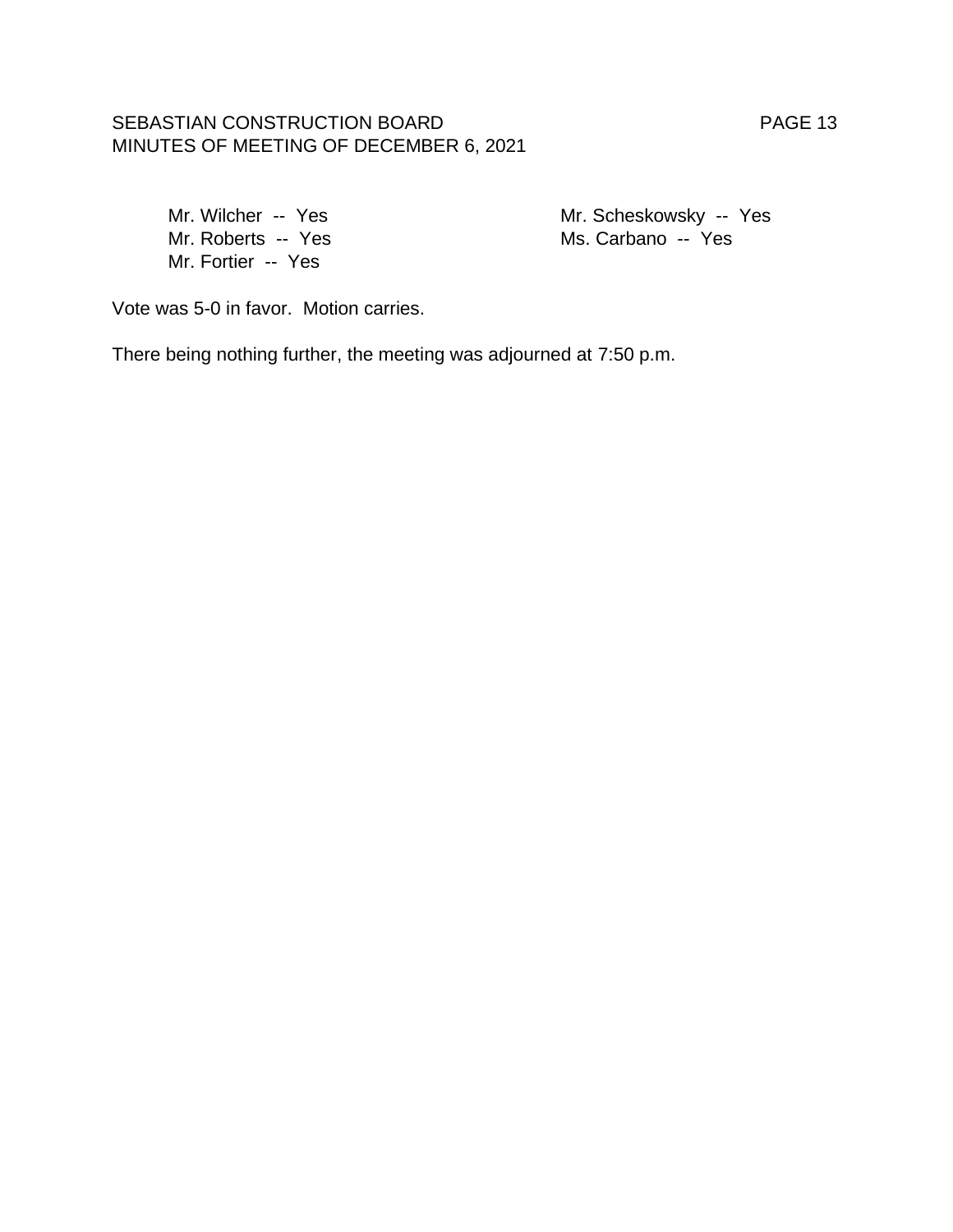Mr. Wilcher -- Yes
Mr. Roberts -- Yes
Mr. Fortier -- Yes
Mr. Scheskowsky -- Yes
Ms. Carbano -- Yes

Vote was 5-0 in favor. Motion carries.

There being nothing further, the meeting was adjourned at 7:50 p.m.